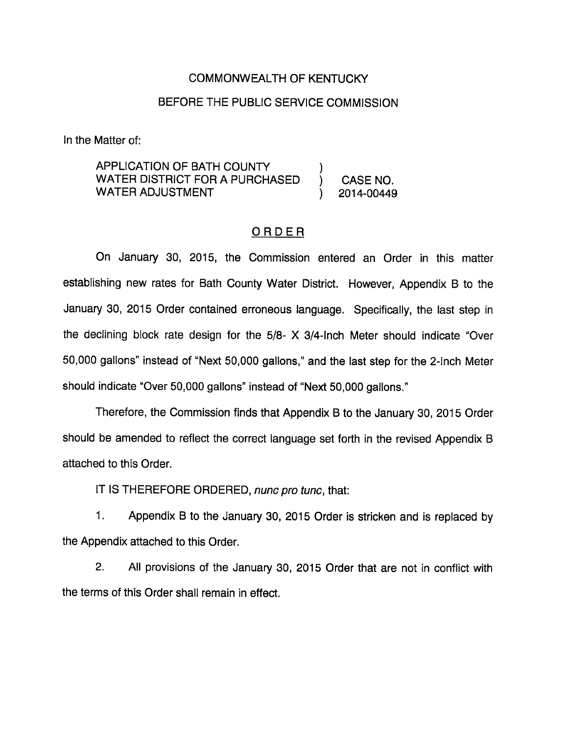COMMONWEALTH OF KENTUCKY

BEFORE THE PUBLIC SERVICE COMMISSION

In the Matter of:

| | | |
|---|---|---|
| APPLICATION OF BATH COUNTY WATER DISTRICT FOR A PURCHASED WATER ADJUSTMENT | ) ) ) | CASE NO. 2014-00449 |

## ORDER

On January 30, 2015, the Commission entered an Order in this matter establishing new rates for Bath County Water District. However, Appendix B to the January 30, 2015 Order contained erroneous language. Specifically, the last step in the declining block rate design for the 5/8- X 3/4-Inch Meter should indicate "Over 50,000 gallons" instead of "Next 50,000 gallons," and the last step for the 2-Inch Meter should indicate "Over 50,000 gallons" instead of "Next 50,000 gallons."

Therefore, the Commission finds that Appendix B to the January 30, 2015 Order should be amended to reflect the correct language set forth in the revised Appendix B attached to this Order.

IT IS THEREFORE ORDERED, *nunc pro tunc*, that:

1. Appendix B to the January 30, 2015 Order is stricken and is replaced by the Appendix attached to this Order.

2. All provisions of the January 30, 2015 Order that are not in conflict with the terms of this Order shall remain in effect.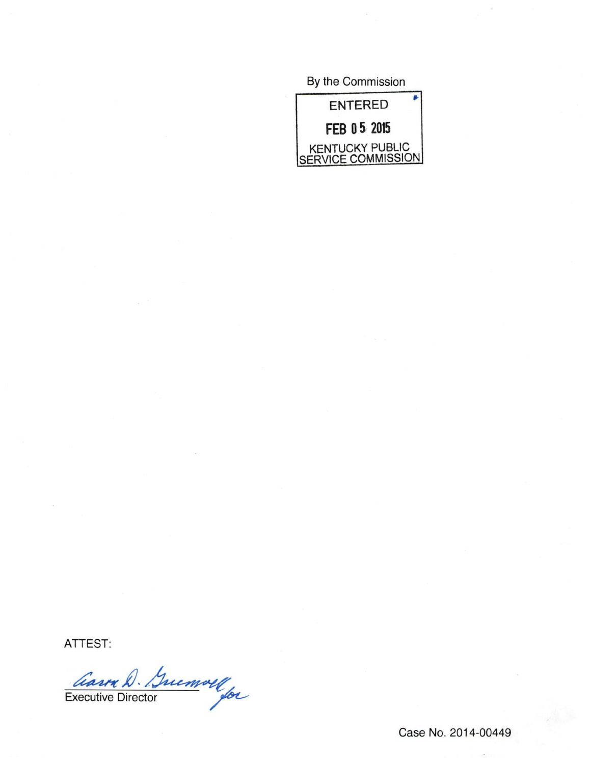By the Commission

ENTERED

FEB 05 2015

KENTUCKY PUBLIC SERVICE COMMISSION

ATTEST:

Aaron D. Greenwell for

Executive Director

Case No. 2014-00449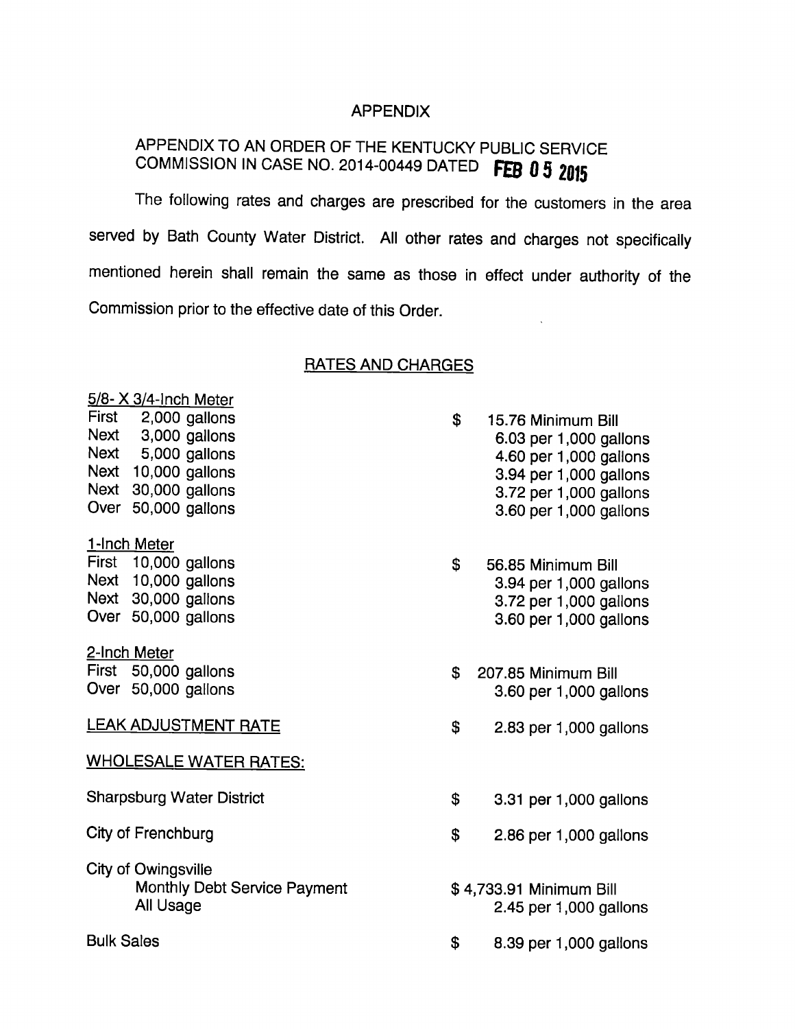# APPENDIX

## APPENDIX TO AN ORDER OF THE KENTUCKY PUBLIC SERVICE COMMISSION IN CASE NO. 2014-00449 DATED FEB 05 2015

The following rates and charges are prescribed for the customers in the area served by Bath County Water District. All other rates and charges not specifically mentioned herein shall remain the same as those in effect under authority of the Commission prior to the effective date of this Order.

## RATES AND CHARGES

5/8- X 3/4-Inch Meter

| | | | |
|---|---|---|---|
| First | 2,000 gallons | $ | 15.76 Minimum Bill |
| Next | 3,000 gallons | | 6.03 per 1,000 gallons |
| Next | 5,000 gallons | | 4.60 per 1,000 gallons |
| Next | 10,000 gallons | | 3.94 per 1,000 gallons |
| Next | 30,000 gallons | | 3.72 per 1,000 gallons |
| Over | 50,000 gallons | | 3.60 per 1,000 gallons |

1-Inch Meter

| | | | |
|---|---|---|---|
| First | 10,000 gallons | $ | 56.85 Minimum Bill |
| Next | 10,000 gallons | | 3.94 per 1,000 gallons |
| Next | 30,000 gallons | | 3.72 per 1,000 gallons |
| Over | 50,000 gallons | | 3.60 per 1,000 gallons |

2-Inch Meter

| | | | |
|---|---|---|---|
| First | 50,000 gallons | $ | 207.85 Minimum Bill |
| Over | 50,000 gallons | | 3.60 per 1,000 gallons |

LEAK ADJUSTMENT RATE — $ 2.83 per 1,000 gallons

WHOLESALE WATER RATES:

| | |
|---|---|
| Sharpsburg Water District | $ 3.31 per 1,000 gallons |
| City of Frenchburg | $ 2.86 per 1,000 gallons |
| City of Owingsville | |
| Monthly Debt Service Payment | $ 4,733.91 Minimum Bill |
| All Usage | 2.45 per 1,000 gallons |
| Bulk Sales | $ 8.39 per 1,000 gallons |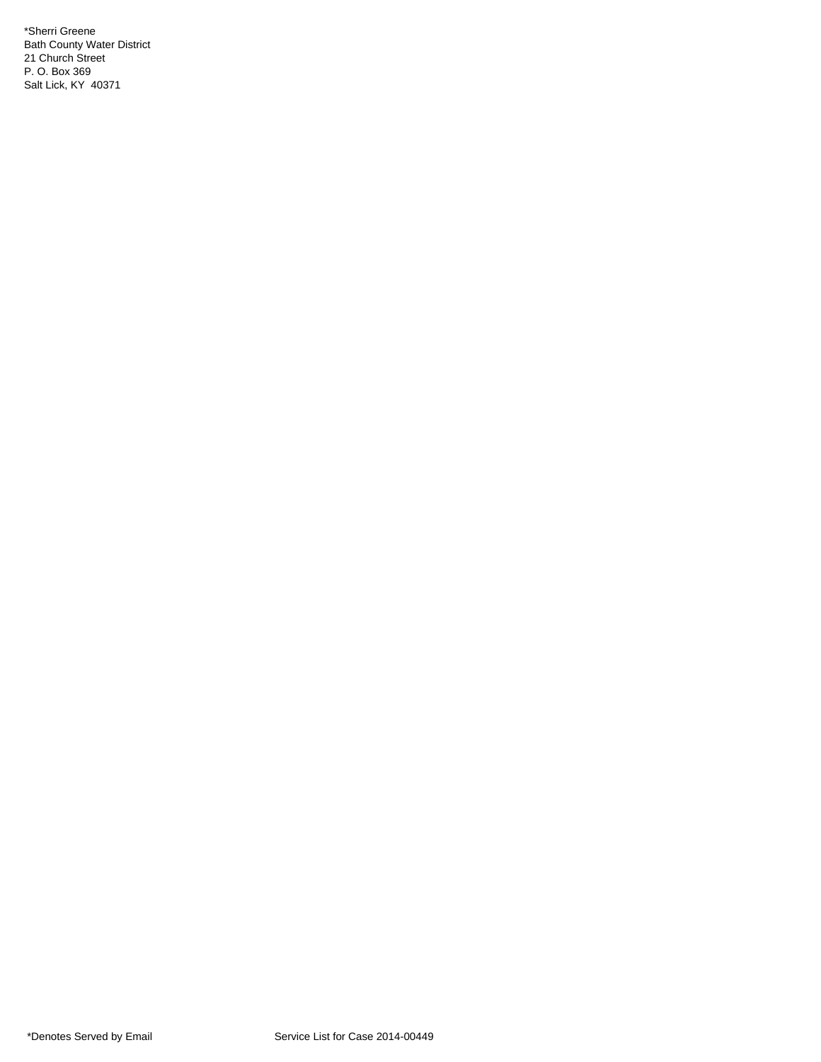*Sherri Greene
Bath County Water District
21 Church Street
P. O. Box 369
Salt Lick, KY  40371